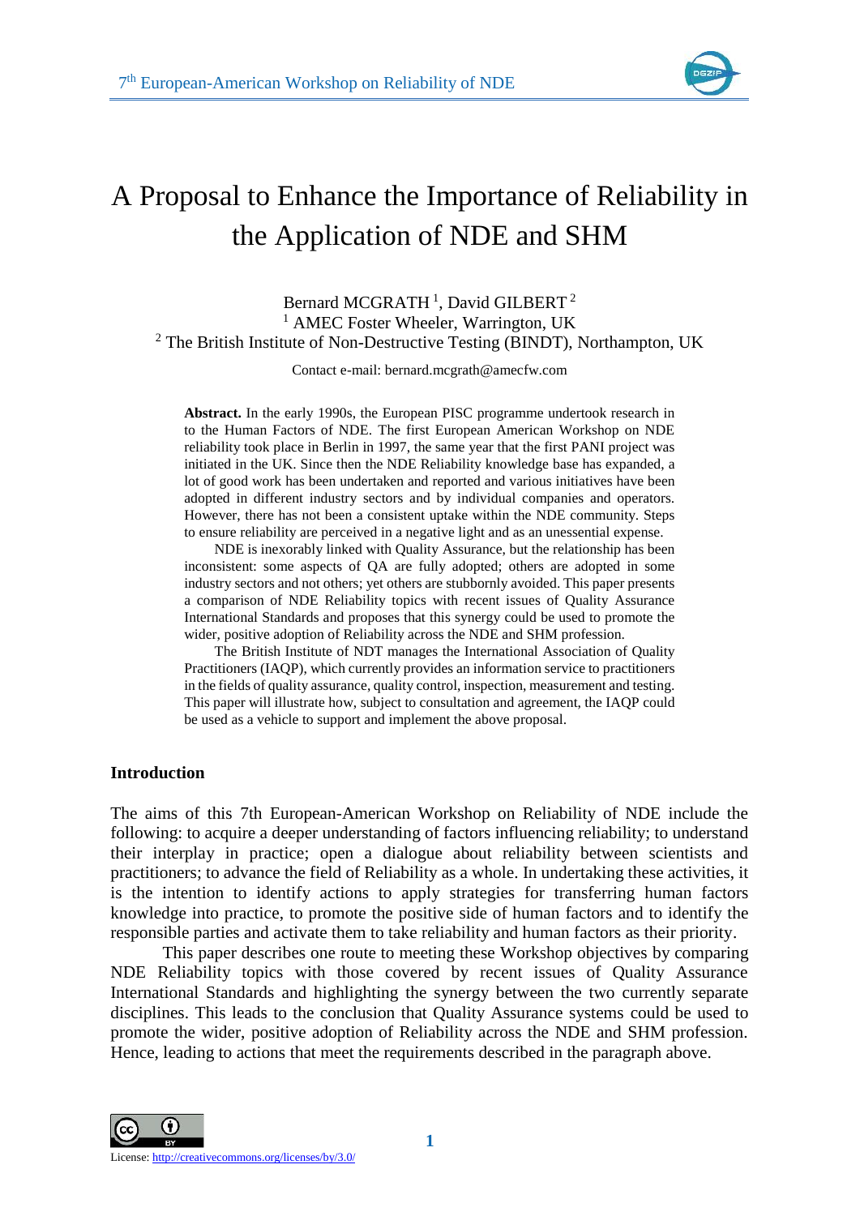# A Proposal to Enhance the Importance of Reliability in the Application of NDE and SHM

Bernard MCGRATH [1], David GILBERT [2]

[1] AMEC Foster Wheeler, Warrington, UK

[2] The British Institute of Non-Destructive Testing (BINDT), Northampton, UK

Contact e-mail: bernard.mcgrath@amecfw.com

**Abstract.** In the early 1990s, the European PISC programme undertook research in to the Human Factors of NDE. The first European American Workshop on NDE reliability took place in Berlin in 1997, the same year that the first PANI project was initiated in the UK. Since then the NDE Reliability knowledge base has expanded, a lot of good work has been undertaken and reported and various initiatives have been adopted in different industry sectors and by individual companies and operators. However, there has not been a consistent uptake within the NDE community. Steps to ensure reliability are perceived in a negative light and as an unessential expense.

NDE is inexorably linked with Quality Assurance, but the relationship has been inconsistent: some aspects of QA are fully adopted; others are adopted in some industry sectors and not others; yet others are stubbornly avoided. This paper presents a comparison of NDE Reliability topics with recent issues of Quality Assurance International Standards and proposes that this synergy could be used to promote the wider, positive adoption of Reliability across the NDE and SHM profession.

The British Institute of NDT manages the International Association of Quality Practitioners (IAQP), which currently provides an information service to practitioners in the fields of quality assurance, quality control, inspection, measurement and testing. This paper will illustrate how, subject to consultation and agreement, the IAQP could be used as a vehicle to support and implement the above proposal.

## Introduction

The aims of this 7th European-American Workshop on Reliability of NDE include the following: to acquire a deeper understanding of factors influencing reliability; to understand their interplay in practice; open a dialogue about reliability between scientists and practitioners; to advance the field of Reliability as a whole. In undertaking these activities, it is the intention to identify actions to apply strategies for transferring human knowledge into practice, to promote the positive side of human factors and to identify the responsible parties and activate them to take reliability and human factors as their priority.

This paper describes one route to meeting these Workshop objectives by comparing NDE Reliability topics with those covered by recent issues of Quality Assurance International Standards and highlighting the synergy between the two currently separate disciplines. This leads to the conclusion that Quality Assurance systems could be used to promote the wider, positive adoption of Reliability across the NDE and SHM profession. Hence, leading to actions that meet the requirements described in the paragraph above.

License: http://creativecommons.org/licenses/by/3.0/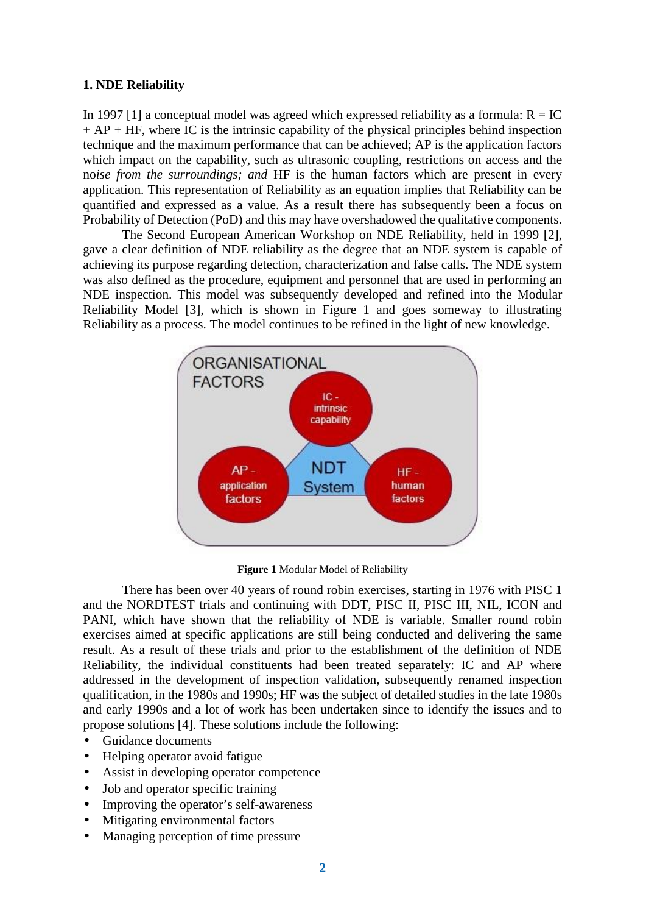## 1. NDE Reliability

In 1997 [1] a conceptual model was agreed which expressed reliability as a formula: R = IC + AP + HF, where IC is the intrinsic capability of the physical principles behind inspection technique and the maximum performance that can be achieved; AP is the application factors which impact on the capability, such as ultrasonic coupling, restrictions on access and the no*ise from the surroundings; and* HF is the human factors which are present in every application. This representation of Reliability as an equation implies that Reliability can be quantified and expressed as a value. As a result there has subsequently been a focus on Probability of Detection (PoD) and this may have overshadowed the qualitative components.

The Second European American Workshop on NDE Reliability, held in 1999 [2], gave a clear definition of NDE reliability as the degree that an NDE system is capable of achieving its purpose regarding detection, characterization and false calls. The NDE system was also defined as the procedure, equipment and personnel that are used in performing an NDE inspection. This model was subsequently developed and refined into the Modular Reliability Model [3], which is shown in Figure 1 and goes someway to illustrating Reliability as a process. The model continues to be refined in the light of new knowledge.

**Figure 1** Modular Model of Reliability

There has been over 40 years of round robin exercises, starting in 1976 with PISC 1 and the NORDTEST trials and continuing with DDT, PISC II, PISC III, NIL, ICON and PANI, which have shown that the reliability of NDE is variable. Smaller round robin exercises aimed at specific applications are still being conducted and delivering the same result. As a result of these trials and prior to the establishment of the definition of NDE Reliability, the individual constituents had been treated separately: IC and AP where addressed in the development of inspection validation, subsequently renamed inspection qualification, in the 1980s and 1990s; HF was the subject of detailed studies in the late 1980s and early 1990s and a lot of work has been undertaken since to identify the issues and to propose solutions [4]. These solutions include the following:

- Guidance documents
- Helping operator avoid fatigue
- Assist in developing operator competence
- Job and operator specific training
- Improving the operator's self-awareness
- Mitigating environmental factors
- Managing perception of time pressure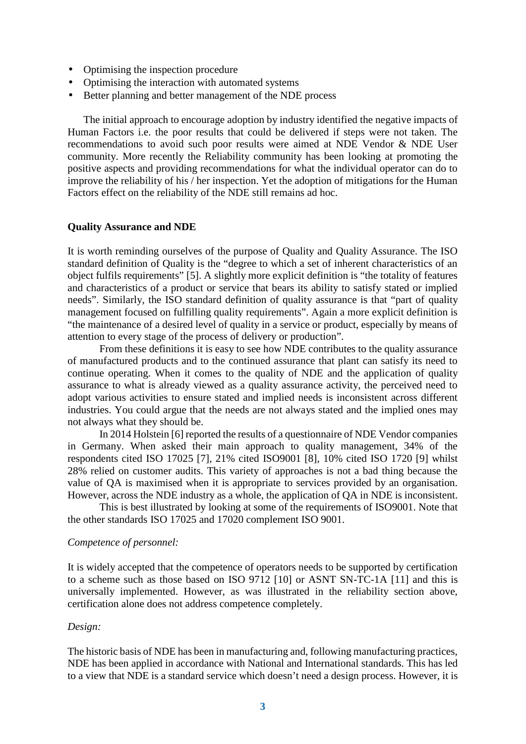- Optimising the inspection procedure
- Optimising the interaction with automated systems
- Better planning and better management of the NDE process

The initial approach to encourage adoption by industry identified the negative impacts of Human Factors i.e. the poor results that could be delivered if steps were not taken. The recommendations to avoid such poor results were aimed at NDE Vendor & NDE User community. More recently the Reliability community has been looking at promoting the positive aspects and providing recommendations for what the individual operator can do to improve the reliability of his / her inspection. Yet the adoption of mitigations for the Human Factors effect on the reliability of the NDE still remains ad hoc.

**Quality Assurance and NDE**

It is worth reminding ourselves of the purpose of Quality and Quality Assurance. The ISO standard definition of Quality is the "degree to which a set of inherent characteristics of an object fulfils requirements" [5]. A slightly more explicit definition is "the totality of features and characteristics of a product or service that bears its ability to satisfy stated or implied needs". Similarly, the ISO standard definition of quality assurance is that "part of quality management focused on fulfilling quality requirements". Again a more explicit definition is "the maintenance of a desired level of quality in a service or product, especially by means of attention to every stage of the process of delivery or production".

From these definitions it is easy to see how NDE contributes to the quality assurance of manufactured products and to the continued assurance that plant can satisfy its need to continue operating. When it comes to the quality of NDE and the application of quality assurance to what is already viewed as a quality assurance activity, the perceived need to adopt various activities to ensure stated and implied needs is inconsistent across different industries. You could argue that the needs are not always stated and the implied ones may not always what they should be.

In 2014 Holstein [6] reported the results of a questionnaire of NDE Vendor companies in Germany. When asked their main approach to quality management, 34% of the respondents cited ISO 17025 [7], 21% cited ISO9001 [8], 10% cited ISO 1720 [9] whilst 28% relied on customer audits. This variety of approaches is not a bad thing because the value of QA is maximised when it is appropriate to services provided by an organisation. However, across the NDE industry as a whole, the application of QA in NDE is inconsistent.

This is best illustrated by looking at some of the requirements of ISO9001. Note that the other standards ISO 17025 and 17020 complement ISO 9001.

*Competence of personnel:*

It is widely accepted that the competence of operators needs to be supported by certification to a scheme such as those based on ISO 9712 [10] or ASNT SN-TC-1A [11] and this is universally implemented. However, as was illustrated in the reliability section above, certification alone does not address competence completely.

*Design:*

The historic basis of NDE has been in manufacturing and, following manufacturing practices, NDE has been applied in accordance with National and International standards. This has led to a view that NDE is a standard service which doesn't need a design process. However, it is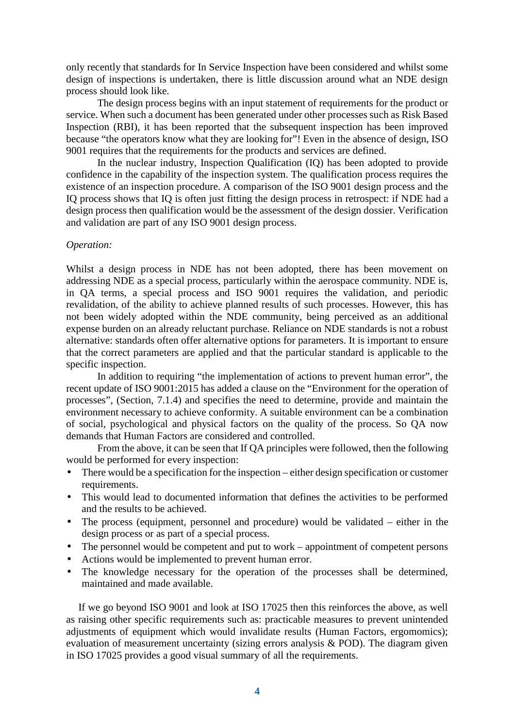only recently that standards for In Service Inspection have been considered and whilst some design of inspections is undertaken, there is little discussion around what an NDE design process should look like.

The design process begins with an input statement of requirements for the product or service. When such a document has been generated under other processes such as Risk Based Inspection (RBI), it has been reported that the subsequent inspection has been improved because "the operators know what they are looking for"! Even in the absence of design, ISO 9001 requires that the requirements for the products and services are defined.

In the nuclear industry, Inspection Qualification (IQ) has been adopted to provide confidence in the capability of the inspection system. The qualification process requires the existence of an inspection procedure. A comparison of the ISO 9001 design process and the IQ process shows that IQ is often just fitting the design process in retrospect: if NDE had a design process then qualification would be the assessment of the design dossier. Verification and validation are part of any ISO 9001 design process.

*Operation:*

Whilst a design process in NDE has not been adopted, there has been movement on addressing NDE as a special process, particularly within the aerospace community. NDE is, in QA terms, a special process and ISO 9001 requires the validation, and periodic revalidation, of the ability to achieve planned results of such processes. However, this has not been widely adopted within the NDE community, being perceived as an additional expense burden on an already reluctant purchase. Reliance on NDE standards is not a robust alternative: standards often offer alternative options for parameters. It is important to ensure that the correct parameters are applied and that the particular standard is applicable to the specific inspection.

In addition to requiring "the implementation of actions to prevent human error", the recent update of ISO 9001:2015 has added a clause on the "Environment for the operation of processes", (Section, 7.1.4) and specifies the need to determine, provide and maintain the environment necessary to achieve conformity. A suitable environment can be a combination of social, psychological and physical factors on the quality of the process. So QA now demands that Human Factors are considered and controlled.

From the above, it can be seen that If QA principles were followed, then the following would be performed for every inspection:

- There would be a specification for the inspection – either design specification or customer requirements.
- This would lead to documented information that defines the activities to be performed and the results to be achieved.
- The process (equipment, personnel and procedure) would be validated – either in the design process or as part of a special process.
- The personnel would be competent and put to work – appointment of competent persons
- Actions would be implemented to prevent human error.
- The knowledge necessary for the operation of the processes shall be determined, maintained and made available.

If we go beyond ISO 9001 and look at ISO 17025 then this reinforces the above, as well as raising other specific requirements such as: practicable measures to prevent unintended adjustments of equipment which would invalidate results (Human Factors, ergomomics); evaluation of measurement uncertainty (sizing errors analysis & POD). The diagram given in ISO 17025 provides a good visual summary of all the requirements.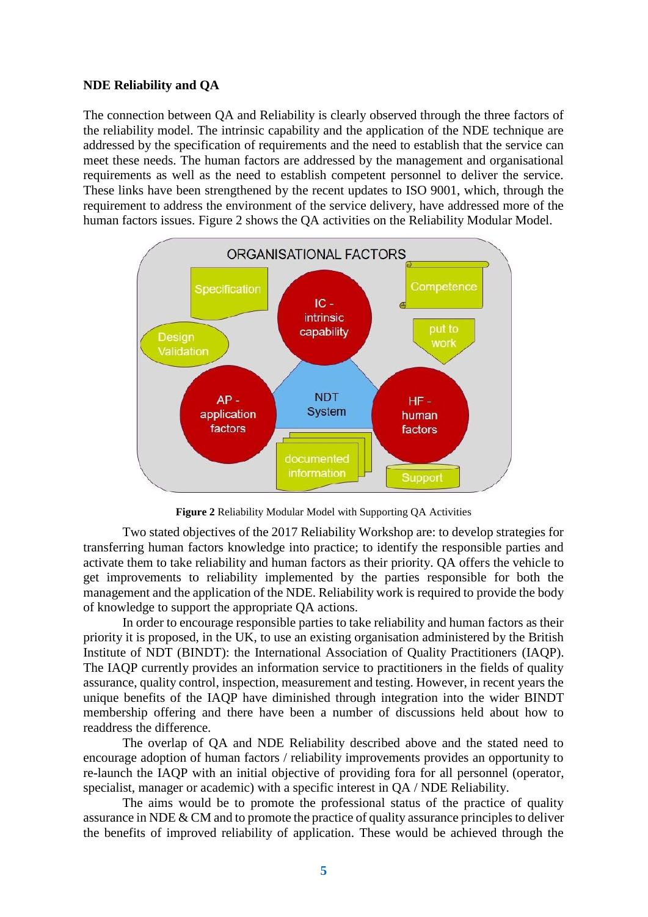**NDE Reliability and QA**

The connection between QA and Reliability is clearly observed through the three factors of the reliability model. The intrinsic capability and the application of the NDE technique are addressed by the specification of requirements and the need to establish that the service can meet these needs. The human factors are addressed by the management and organisational requirements as well as the need to establish competent personnel to deliver the service. These links have been strengthened by the recent updates to ISO 9001, which, through the requirement to address the environment of the service delivery, have addressed more of the human factors issues. Figure 2 shows the QA activities on the Reliability Modular Model.

**Figure 2** Reliability Modular Model with Supporting QA Activities

Two stated objectives of the 2017 Reliability Workshop are: to develop strategies for transferring human factors knowledge into practice; to identify the responsible parties and activate them to take reliability and human factors as their priority. QA offers the vehicle to get improvements to reliability implemented by the parties responsible for both the management and the application of the NDE. Reliability work is required to provide the body of knowledge to support the appropriate QA actions.

In order to encourage responsible parties to take reliability and human factors as their priority it is proposed, in the UK, to use an existing organisation administered by the British Institute of NDT (BINDT): the International Association of Quality Practitioners (IAQP). The IAQP currently provides an information service to practitioners in the fields of quality assurance, quality control, inspection, measurement and testing. However, in recent years the unique benefits of the IAQP have diminished through integration into the wider BINDT membership offering and there have been a number of discussions held about how to readdress the difference.

The overlap of QA and NDE Reliability described above and the stated need to encourage adoption of human factors / reliability improvements provides an opportunity to re-launch the IAQP with an initial objective of providing fora for all personnel (operator, specialist, manager or academic) with a specific interest in QA / NDE Reliability.

The aims would be to promote the professional status of the practice of quality assurance in NDE & CM and to promote the practice of quality assurance principles to deliver the benefits of improved reliability of application. These would be achieved through the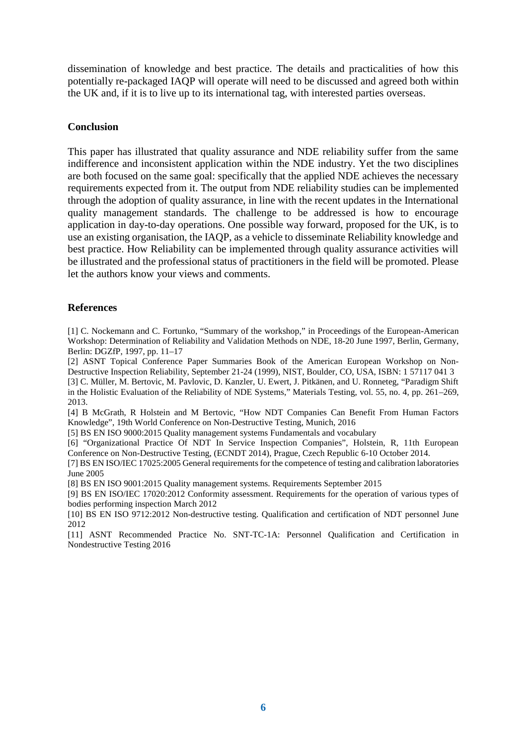dissemination of knowledge and best practice. The details and practicalities of how this potentially re-packaged IAQP will operate will need to be discussed and agreed both within the UK and, if it is to live up to its international tag, with interested parties overseas.

## Conclusion

This paper has illustrated that quality assurance and NDE reliability suffer from the same indifference and inconsistent application within the NDE industry. Yet the two disciplines are both focused on the same goal: specifically that the applied NDE achieves the necessary requirements expected from it. The output from NDE reliability studies can be implemented through the adoption of quality assurance, in line with the recent updates in the International quality management standards. The challenge to be addressed is how to encourage application in day-to-day operations. One possible way forward, proposed for the UK, is to use an existing organisation, the IAQP, as a vehicle to disseminate Reliability knowledge and best practice. How Reliability can be implemented through quality assurance activities will be illustrated and the professional status of practitioners in the field will be promoted. Please let the authors know your views and comments.

## References

[1] C. Nockemann and C. Fortunko, "Summary of the workshop," in Proceedings of the European-American Workshop: Determination of Reliability and Validation Methods on NDE, 18-20 June 1997, Berlin, Germany, Berlin: DGZfP, 1997, pp. 11–17

[2] ASNT Topical Conference Paper Summaries Book of the American European Workshop on Non-Destructive Inspection Reliability, September 21-24 (1999), NIST, Boulder, CO, USA, ISBN: 1 57117 041 3

[3] C. Müller, M. Bertovic, M. Pavlovic, D. Kanzler, U. Ewert, J. Pitkänen, and U. Ronneteg, "Paradigm Shift in the Holistic Evaluation of the Reliability of NDE Systems," Materials Testing, vol. 55, no. 4, pp. 261–269, 2013.

[4] B McGrath, R Holstein and M Bertovic, "How NDT Companies Can Benefit From Human Factors Knowledge", 19th World Conference on Non-Destructive Testing, Munich, 2016

[5] BS EN ISO 9000:2015 Quality management systems Fundamentals and vocabulary

[6] "Organizational Practice Of NDT In Service Inspection Companies", Holstein, R, 11th European Conference on Non-Destructive Testing, (ECNDT 2014), Prague, Czech Republic 6-10 October 2014.

[7] BS EN ISO/IEC 17025:2005 General requirements for the competence of testing and calibration laboratories June 2005

[8] BS EN ISO 9001:2015 Quality management systems. Requirements September 2015

[9] BS EN ISO/IEC 17020:2012 Conformity assessment. Requirements for the operation of various types of bodies performing inspection March 2012

[10] BS EN ISO 9712:2012 Non-destructive testing. Qualification and certification of NDT personnel June 2012

[11] ASNT Recommended Practice No. SNT-TC-1A: Personnel Qualification and Certification in Nondestructive Testing 2016